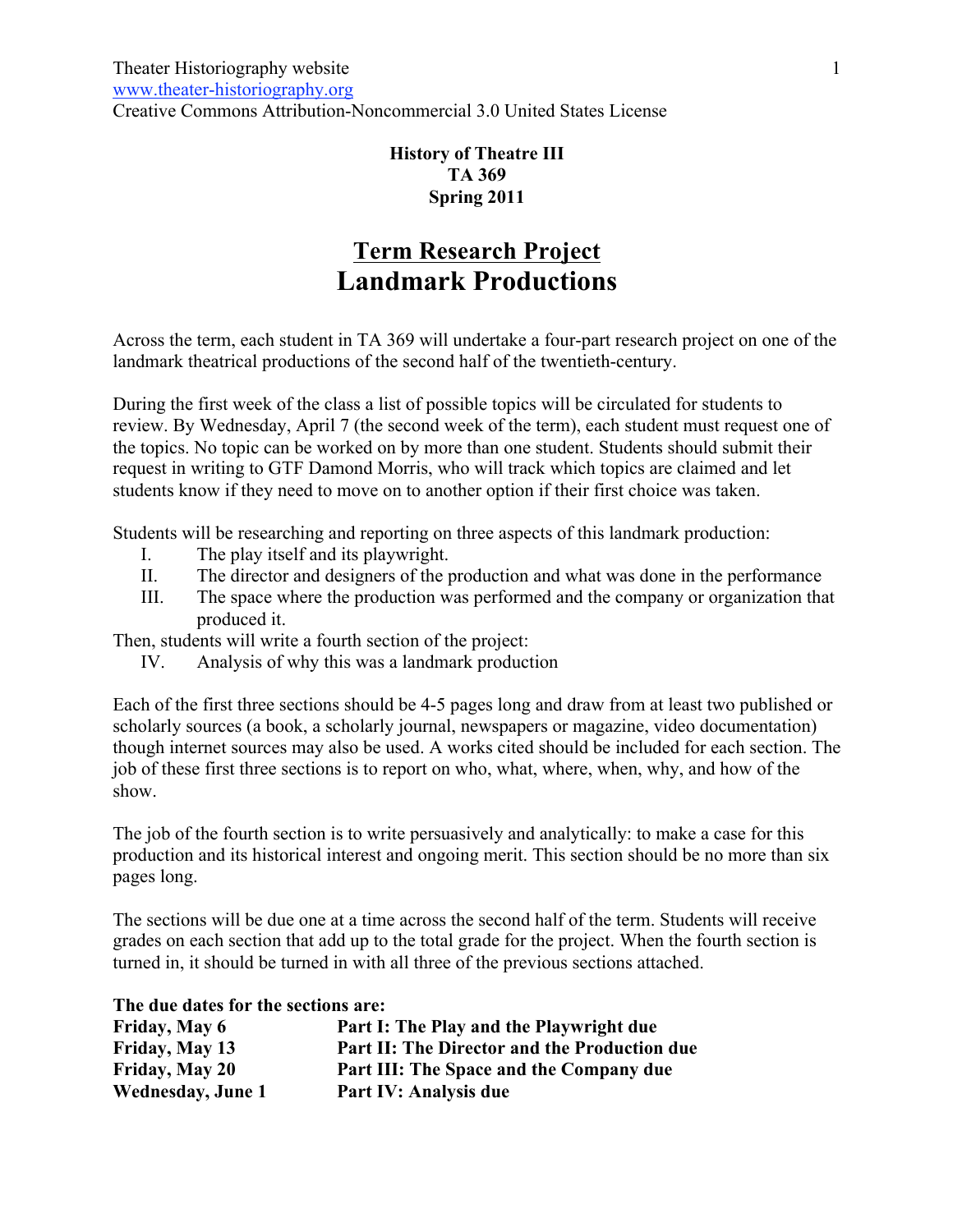Theater Historiography website
www.theater-historiography.org
Creative Commons Attribution-Noncommercial 3.0 United States License

**History of Theatre III**
**TA 369**
**Spring 2011**

# <u>Term Research Project</u>
# Landmark Productions

Across the term, each student in TA 369 will undertake a four-part research project on one of the landmark theatrical productions of the second half of the twentieth-century.

During the first week of the class a list of possible topics will be circulated for students to review. By Wednesday, April 7 (the second week of the term), each student must request one of the topics. No topic can be worked on by more than one student. Students should submit their request in writing to GTF Damond Morris, who will track which topics are claimed and let students know if they need to move on to another option if their first choice was taken.

Students will be researching and reporting on three aspects of this landmark production:

I. The play itself and its playwright.
II. The director and designers of the production and what was done in the performance
III. The space where the production was performed and the company or organization that produced it.

Then, students will write a fourth section of the project:

IV. Analysis of why this was a landmark production

Each of the first three sections should be 4-5 pages long and draw from at least two published or scholarly sources (a book, a scholarly journal, newspapers or magazine, video documentation) though internet sources may also be used. A works cited should be included for each section. The job of these first three sections is to report on who, what, where, when, why, and how of the show.

The job of the fourth section is to write persuasively and analytically: to make a case for this production and its historical interest and ongoing merit. This section should be no more than six pages long.

The sections will be due one at a time across the second half of the term. Students will receive grades on each section that add up to the total grade for the project. When the fourth section is turned in, it should be turned in with all three of the previous sections attached.

**The due dates for the sections are:**

| | |
|---|---|
| **Friday, May 6** | **Part I: The Play and the Playwright due** |
| **Friday, May 13** | **Part II: The Director and the Production due** |
| **Friday, May 20** | **Part III: The Space and the Company due** |
| **Wednesday, June 1** | **Part IV: Analysis due** |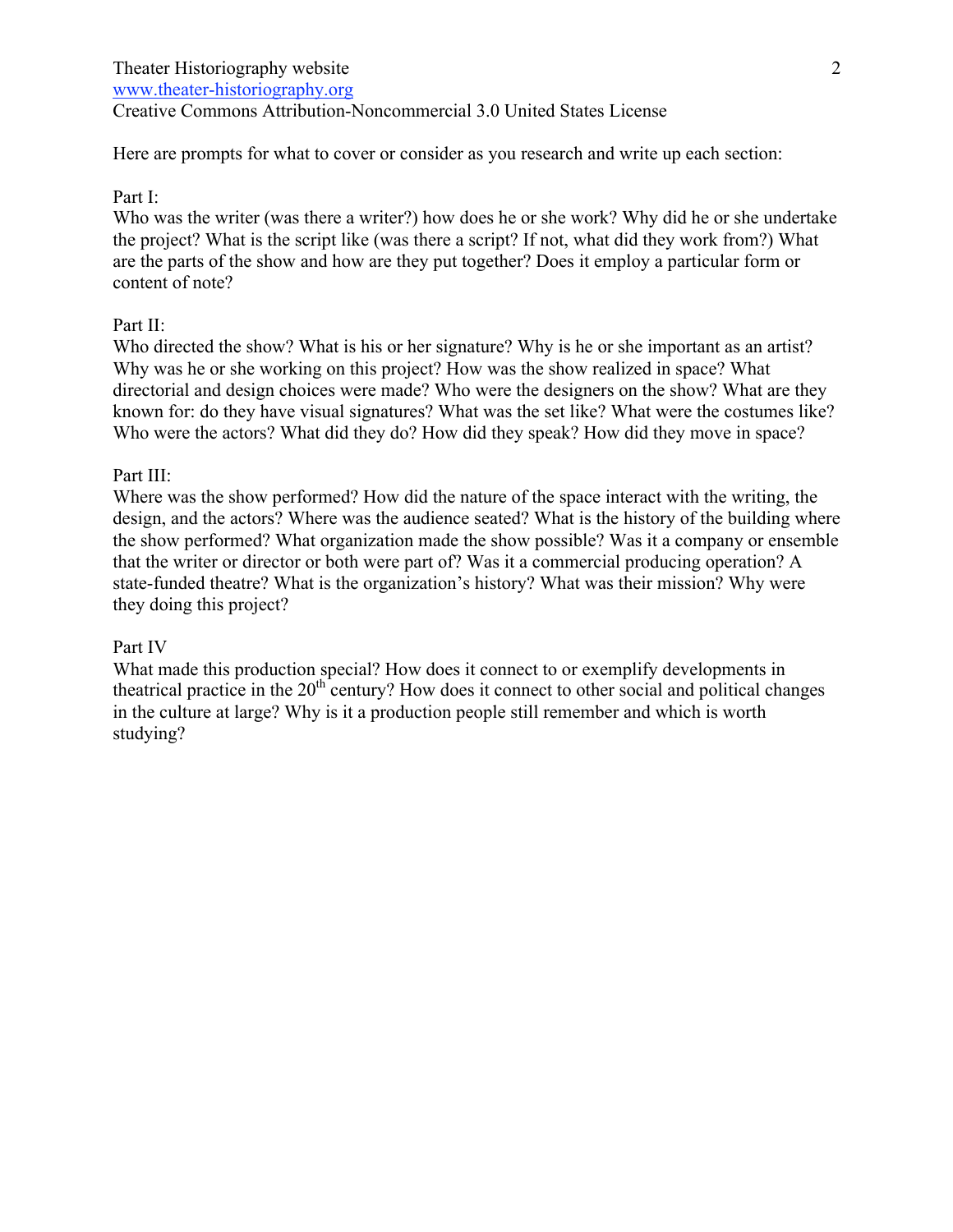Here are prompts for what to cover or consider as you research and write up each section:

Part I:
Who was the writer (was there a writer?) how does he or she work? Why did he or she undertake the project? What is the script like (was there a script? If not, what did they work from?) What are the parts of the show and how are they put together? Does it employ a particular form or content of note?

Part II:
Who directed the show? What is his or her signature? Why is he or she important as an artist? Why was he or she working on this project? How was the show realized in space? What directorial and design choices were made? Who were the designers on the show? What are they known for: do they have visual signatures? What was the set like? What were the costumes like? Who were the actors? What did they do? How did they speak? How did they move in space?

Part III:
Where was the show performed? How did the nature of the space interact with the writing, the design, and the actors? Where was the audience seated? What is the history of the building where the show performed? What organization made the show possible? Was it a company or ensemble that the writer or director or both were part of? Was it a commercial producing operation? A state-funded theatre? What is the organization's history? What was their mission? Why were they doing this project?

Part IV
What made this production special? How does it connect to or exemplify developments in theatrical practice in the 20th century? How does it connect to other social and political changes in the culture at large? Why is it a production people still remember and which is worth studying?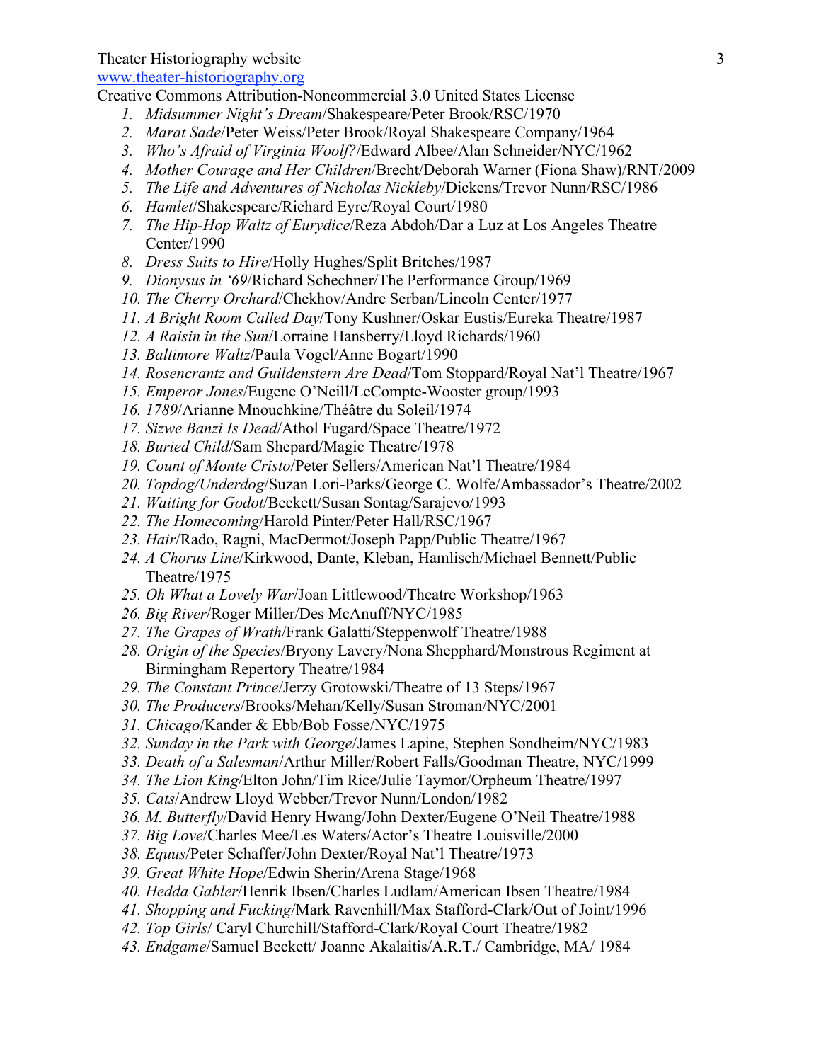1. *Midsummer Night's Dream*/Shakespeare/Peter Brook/RSC/1970
2. *Marat Sade*/Peter Weiss/Peter Brook/Royal Shakespeare Company/1964
3. *Who's Afraid of Virginia Woolf?*/Edward Albee/Alan Schneider/NYC/1962
4. *Mother Courage and Her Children*/Brecht/Deborah Warner (Fiona Shaw)/RNT/2009
5. *The Life and Adventures of Nicholas Nickleby*/Dickens/Trevor Nunn/RSC/1986
6. *Hamlet*/Shakespeare/Richard Eyre/Royal Court/1980
7. *The Hip-Hop Waltz of Eurydice*/Reza Abdoh/Dar a Luz at Los Angeles Theatre Center/1990
8. *Dress Suits to Hire*/Holly Hughes/Split Britches/1987
9. *Dionysus in '69*/Richard Schechner/The Performance Group/1969
10. *The Cherry Orchard*/Chekhov/Andre Serban/Lincoln Center/1977
11. *A Bright Room Called Day*/Tony Kushner/Oskar Eustis/Eureka Theatre/1987
12. *A Raisin in the Sun*/Lorraine Hansberry/Lloyd Richards/1960
13. *Baltimore Waltz*/Paula Vogel/Anne Bogart/1990
14. *Rosencrantz and Guildenstern Are Dead*/Tom Stoppard/Royal Nat'l Theatre/1967
15. *Emperor Jones*/Eugene O'Neill/LeCompte-Wooster group/1993
16. *1789*/Arianne Mnouchkine/Théâtre du Soleil/1974
17. *Sizwe Banzi Is Dead*/Athol Fugard/Space Theatre/1972
18. *Buried Child*/Sam Shepard/Magic Theatre/1978
19. *Count of Monte Cristo*/Peter Sellers/American Nat'l Theatre/1984
20. *Topdog/Underdog*/Suzan Lori-Parks/George C. Wolfe/Ambassador's Theatre/2002
21. *Waiting for Godot*/Beckett/Susan Sontag/Sarajevo/1993
22. *The Homecoming*/Harold Pinter/Peter Hall/RSC/1967
23. *Hair*/Rado, Ragni, MacDermot/Joseph Papp/Public Theatre/1967
24. *A Chorus Line*/Kirkwood, Dante, Kleban, Hamlisch/Michael Bennett/Public Theatre/1975
25. *Oh What a Lovely War*/Joan Littlewood/Theatre Workshop/1963
26. *Big River*/Roger Miller/Des McAnuff/NYC/1985
27. *The Grapes of Wrath*/Frank Galatti/Steppenwolf Theatre/1988
28. *Origin of the Species*/Bryony Lavery/Nona Shepphard/Monstrous Regiment at Birmingham Repertory Theatre/1984
29. *The Constant Prince*/Jerzy Grotowski/Theatre of 13 Steps/1967
30. *The Producers*/Brooks/Mehan/Kelly/Susan Stroman/NYC/2001
31. *Chicago*/Kander & Ebb/Bob Fosse/NYC/1975
32. *Sunday in the Park with George*/James Lapine, Stephen Sondheim/NYC/1983
33. *Death of a Salesman*/Arthur Miller/Robert Falls/Goodman Theatre, NYC/1999
34. *The Lion King*/Elton John/Tim Rice/Julie Taymor/Orpheum Theatre/1997
35. *Cats*/Andrew Lloyd Webber/Trevor Nunn/London/1982
36. *M. Butterfly*/David Henry Hwang/John Dexter/Eugene O'Neil Theatre/1988
37. *Big Love*/Charles Mee/Les Waters/Actor's Theatre Louisville/2000
38. *Equus*/Peter Schaffer/John Dexter/Royal Nat'l Theatre/1973
39. *Great White Hope*/Edwin Sherin/Arena Stage/1968
40. *Hedda Gabler*/Henrik Ibsen/Charles Ludlam/American Ibsen Theatre/1984
41. *Shopping and Fucking*/Mark Ravenhill/Max Stafford-Clark/Out of Joint/1996
42. *Top Girls*/ Caryl Churchill/Stafford-Clark/Royal Court Theatre/1982
43. *Endgame*/Samuel Beckett/ Joanne Akalaitis/A.R.T./ Cambridge, MA/ 1984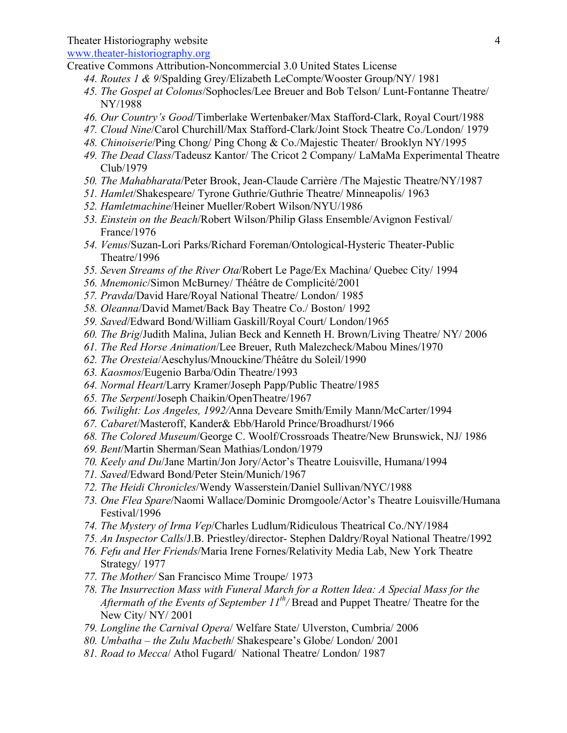44. *Routes 1 & 9*/Spalding Grey/Elizabeth LeCompte/Wooster Group/NY/ 1981
45. *The Gospel at Colonus*/Sophocles/Lee Breuer and Bob Telson/ Lunt-Fontanne Theatre/ NY/1988
46. *Our Country's Good*/Timberlake Wertenbaker/Max Stafford-Clark, Royal Court/1988
47. *Cloud Nine*/Carol Churchill/Max Stafford-Clark/Joint Stock Theatre Co./London/ 1979
48. *Chinoiserie*/Ping Chong/ Ping Chong & Co./Majestic Theater/ Brooklyn NY/1995
49. *The Dead Class*/Tadeusz Kantor/ The Cricot 2 Company/ LaMaMa Experimental Theatre Club/1979
50. *The Mahabharata*/Peter Brook, Jean-Claude Carrière /The Majestic Theatre/NY/1987
51. *Hamlet*/Shakespeare/ Tyrone Guthrie/Guthrie Theatre/ Minneapolis/ 1963
52. *Hamletmachine*/Heiner Mueller/Robert Wilson/NYU/1986
53. *Einstein on the Beach*/Robert Wilson/Philip Glass Ensemble/Avignon Festival/ France/1976
54. *Venus*/Suzan-Lori Parks/Richard Foreman/Ontological-Hysteric Theater-Public Theatre/1996
55. *Seven Streams of the River Ota*/Robert Le Page/Ex Machina/ Quebec City/ 1994
56. *Mnemonic*/Simon McBurney/ Théâtre de Complicité/2001
57. *Pravda*/David Hare/Royal National Theatre/ London/ 1985
58. *Oleanna*/David Mamet/Back Bay Theatre Co./ Boston/ 1992
59. *Saved*/Edward Bond/William Gaskill/Royal Court/ London/1965
60. *The Brig*/Judith Malina, Julian Beck and Kenneth H. Brown/Living Theatre/ NY/ 2006
61. *The Red Horse Animation*/Lee Breuer, Ruth Malezcheck/Mabou Mines/1970
62. *The Oresteia*/Aeschylus/Mnouckine/Théâtre du Soleil/1990
63. *Kaosmos*/Eugenio Barba/Odin Theatre/1993
64. *Normal Heart*/Larry Kramer/Joseph Papp/Public Theatre/1985
65. *The Serpent*/Joseph Chaikin/OpenTheatre/1967
66. *Twilight: Los Angeles, 1992/*Anna Deveare Smith/Emily Mann/McCarter/1994
67. *Cabaret*/Masteroff, Kander& Ebb/Harold Prince/Broadhurst/1966
68. *The Colored Museum*/George C. Woolf/Crossroads Theatre/New Brunswick, NJ/ 1986
69. *Bent*/Martin Sherman/Sean Mathias/London/1979
70. *Keely and Du*/Jane Martin/Jon Jory/Actor's Theatre Louisville, Humana/1994
71. *Saved*/Edward Bond/Peter Stein/Munich/1967
72. *The Heidi Chronicles*/Wendy Wasserstein/Daniel Sullivan/NYC/1988
73. *One Flea Spare*/Naomi Wallace/Dominic Dromgoole/Actor's Theatre Louisville/Humana Festival/1996
74. *The Mystery of Irma Vep*/Charles Ludlum/Ridiculous Theatrical Co./NY/1984
75. *An Inspector Calls*/J.B. Priestley/director- Stephen Daldry/Royal National Theatre/1992
76. *Fefu and Her Friends*/Maria Irene Fornes/Relativity Media Lab, New York Theatre Strategy/ 1977
77. *The Mother/* San Francisco Mime Troupe/ 1973
78. *The Insurrection Mass with Funeral March for a Rotten Idea: A Special Mass for the Aftermath of the Events of September 11th/* Bread and Puppet Theatre/ Theatre for the New City/ NY/ 2001
79. *Longline the Carnival Opera*/ Welfare State/ Ulverston, Cumbria/ 2006
80. *Umbatha – the Zulu Macbeth*/ Shakespeare's Globe/ London/ 2001
81. *Road to Mecca*/ Athol Fugard/ National Theatre/ London/ 1987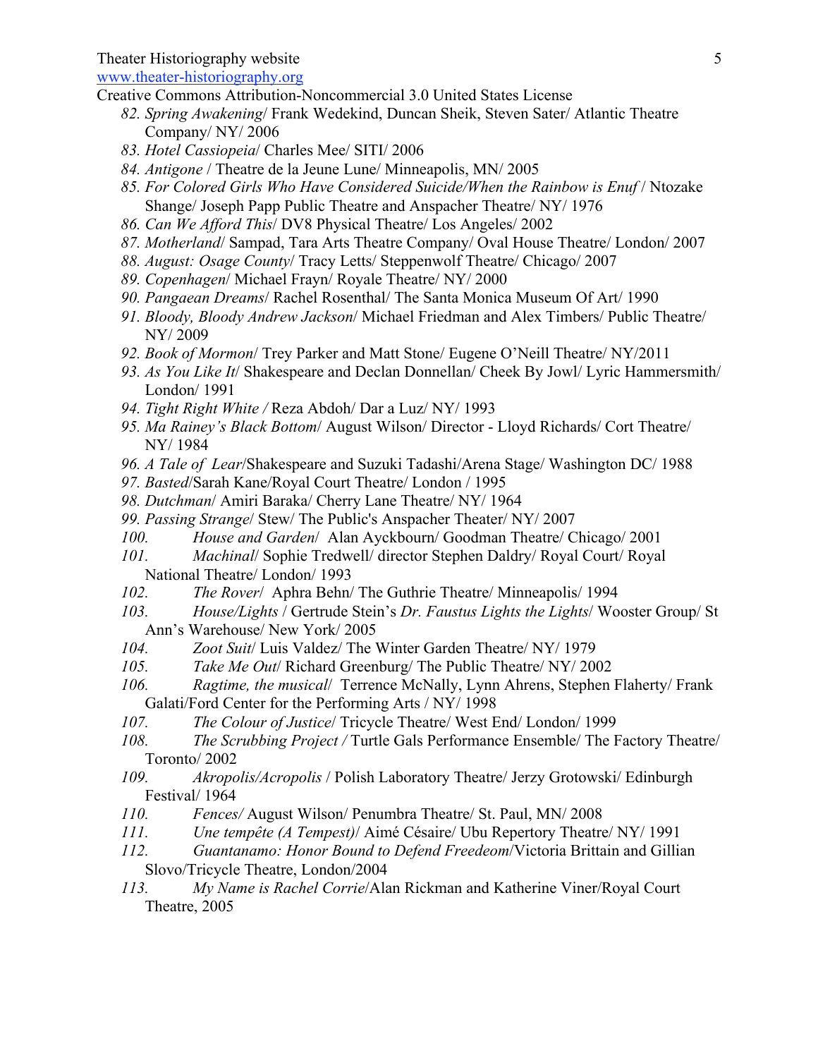82. *Spring Awakening*/ Frank Wedekind, Duncan Sheik, Steven Sater/ Atlantic Theatre Company/ NY/ 2006
83. *Hotel Cassiopeia*/ Charles Mee/ SITI/ 2006
84. *Antigone* / Theatre de la Jeune Lune/ Minneapolis, MN/ 2005
85. *For Colored Girls Who Have Considered Suicide/When the Rainbow is Enuf* / Ntozake Shange/ Joseph Papp Public Theatre and Anspacher Theatre/ NY/ 1976
86. *Can We Afford This*/ DV8 Physical Theatre/ Los Angeles/ 2002
87. *Motherland*/ Sampad, Tara Arts Theatre Company/ Oval House Theatre/ London/ 2007
88. *August: Osage County*/ Tracy Letts/ Steppenwolf Theatre/ Chicago/ 2007
89. *Copenhagen*/ Michael Frayn/ Royale Theatre/ NY/ 2000
90. *Pangaean Dreams*/ Rachel Rosenthal/ The Santa Monica Museum Of Art/ 1990
91. *Bloody, Bloody Andrew Jackson*/ Michael Friedman and Alex Timbers/ Public Theatre/ NY/ 2009
92. *Book of Mormon*/ Trey Parker and Matt Stone/ Eugene O'Neill Theatre/ NY/2011
93. *As You Like It*/ Shakespeare and Declan Donnellan/ Cheek By Jowl/ Lyric Hammersmith/ London/ 1991
94. *Tight Right White /* Reza Abdoh/ Dar a Luz/ NY/ 1993
95. *Ma Rainey's Black Bottom*/ August Wilson/ Director - Lloyd Richards/ Cort Theatre/ NY/ 1984
96. *A Tale of Lear*/Shakespeare and Suzuki Tadashi/Arena Stage/ Washington DC/ 1988
97. *Basted*/Sarah Kane/Royal Court Theatre/ London / 1995
98. *Dutchman*/ Amiri Baraka/ Cherry Lane Theatre/ NY/ 1964
99. *Passing Strange*/ Stew/ The Public's Anspacher Theater/ NY/ 2007
100. *House and Garden*/ Alan Ayckbourn/ Goodman Theatre/ Chicago/ 2001
101. *Machinal*/ Sophie Tredwell/ director Stephen Daldry/ Royal Court/ Royal National Theatre/ London/ 1993
102. *The Rover*/ Aphra Behn/ The Guthrie Theatre/ Minneapolis/ 1994
103. *House/Lights* / Gertrude Stein's *Dr. Faustus Lights the Lights*/ Wooster Group/ St Ann's Warehouse/ New York/ 2005
104. *Zoot Suit*/ Luis Valdez/ The Winter Garden Theatre/ NY/ 1979
105. *Take Me Out*/ Richard Greenburg/ The Public Theatre/ NY/ 2002
106. *Ragtime, the musical*/ Terrence McNally, Lynn Ahrens, Stephen Flaherty/ Frank Galati/Ford Center for the Performing Arts / NY/ 1998
107. *The Colour of Justice*/ Tricycle Theatre/ West End/ London/ 1999
108. *The Scrubbing Project /* Turtle Gals Performance Ensemble/ The Factory Theatre/ Toronto/ 2002
109. *Akropolis/Acropolis* / Polish Laboratory Theatre/ Jerzy Grotowski/ Edinburgh Festival/ 1964
110. *Fences/* August Wilson/ Penumbra Theatre/ St. Paul, MN/ 2008
111. *Une tempête (A Tempest)*/ Aimé Césaire/ Ubu Repertory Theatre/ NY/ 1991
112. *Guantanamo: Honor Bound to Defend Freedeom*/Victoria Brittain and Gillian Slovo/Tricycle Theatre, London/2004
113. *My Name is Rachel Corrie*/Alan Rickman and Katherine Viner/Royal Court Theatre, 2005